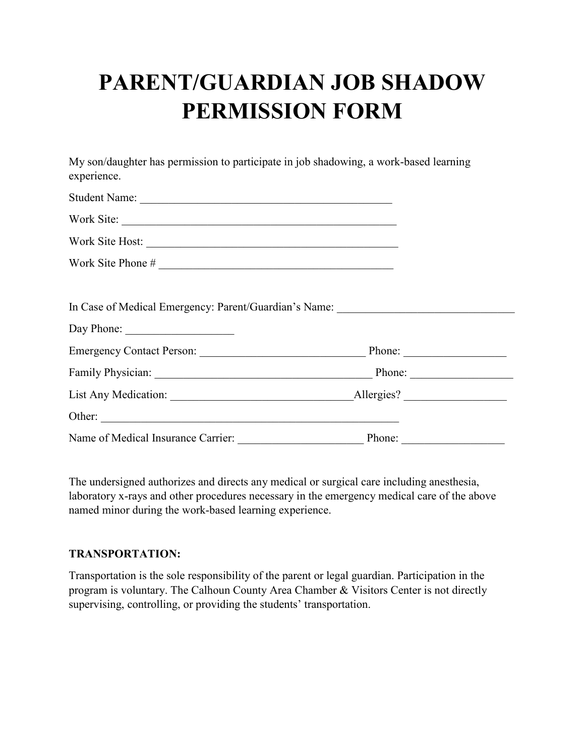# PARENT/GUARDIAN JOB SHADOW PERMISSION FORM

My son/daughter has permission to participate in job shadowing, a work-based learning experience.

Student Name: ______________________________________________

Work Site: __________________________________________________

Work Site Host: _____________________________________________

Work Site Phone # ___________________________________________

In Case of Medical Emergency: Parent/Guardian's Name: _______________________________

Day Phone: ___________________

Emergency Contact Person: ______________________________ Phone: __________________

Family Physician: _______________________________________ Phone: __________________

List Any Medication: ________________________________Allergies? __________________

Other: ______________________________________________________

Name of Medical Insurance Carrier: ______________________ Phone: __________________

The undersigned authorizes and directs any medical or surgical care including anesthesia, laboratory x-rays and other procedures necessary in the emergency medical care of the above named minor during the work-based learning experience.

**TRANSPORTATION:**

Transportation is the sole responsibility of the parent or legal guardian. Participation in the program is voluntary. The Calhoun County Area Chamber & Visitors Center is not directly supervising, controlling, or providing the students' transportation.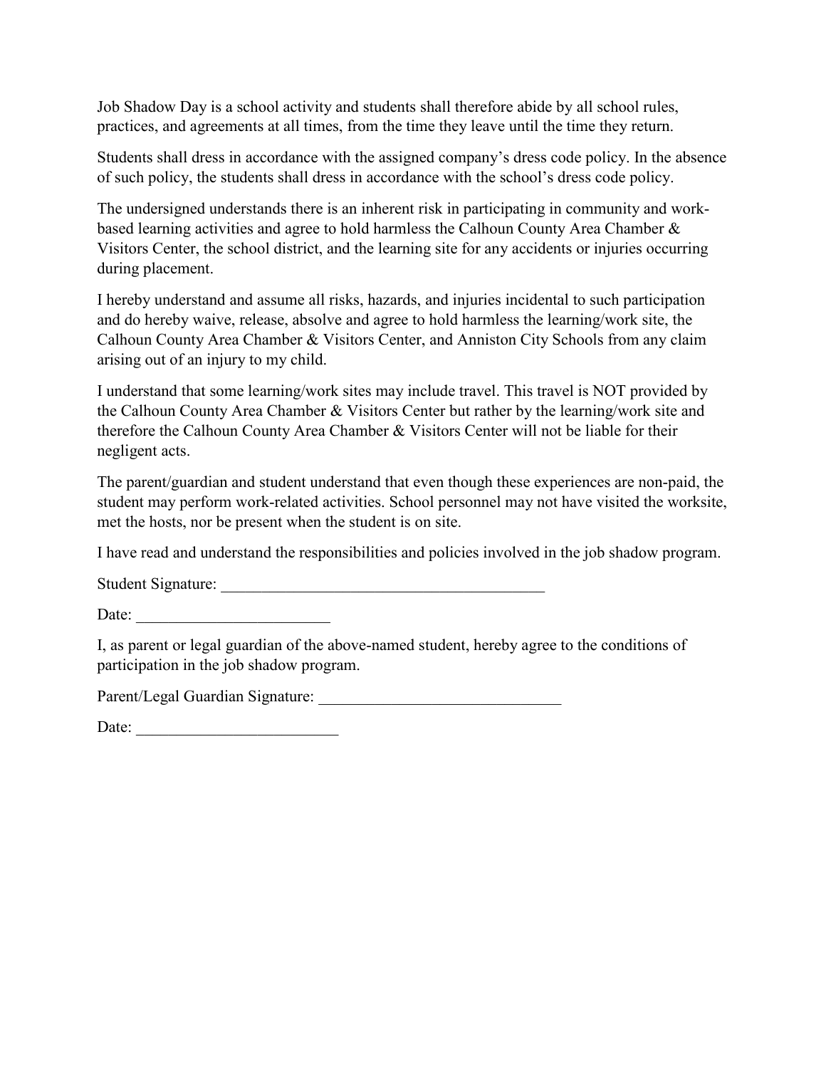Job Shadow Day is a school activity and students shall therefore abide by all school rules, practices, and agreements at all times, from the time they leave until the time they return.

Students shall dress in accordance with the assigned company's dress code policy. In the absence of such policy, the students shall dress in accordance with the school's dress code policy.

The undersigned understands there is an inherent risk in participating in community and work-based learning activities and agree to hold harmless the Calhoun County Area Chamber & Visitors Center, the school district, and the learning site for any accidents or injuries occurring during placement.

I hereby understand and assume all risks, hazards, and injuries incidental to such participation and do hereby waive, release, absolve and agree to hold harmless the learning/work site, the Calhoun County Area Chamber & Visitors Center, and Anniston City Schools from any claim arising out of an injury to my child.

I understand that some learning/work sites may include travel. This travel is NOT provided by the Calhoun County Area Chamber & Visitors Center but rather by the learning/work site and therefore the Calhoun County Area Chamber & Visitors Center will not be liable for their negligent acts.

The parent/guardian and student understand that even though these experiences are non-paid, the student may perform work-related activities. School personnel may not have visited the worksite, met the hosts, nor be present when the student is on site.

I have read and understand the responsibilities and policies involved in the job shadow program.

Student Signature: ________________________________________

Date: ________________________

I, as parent or legal guardian of the above-named student, hereby agree to the conditions of participation in the job shadow program.

Parent/Legal Guardian Signature: ______________________________

Date: _________________________